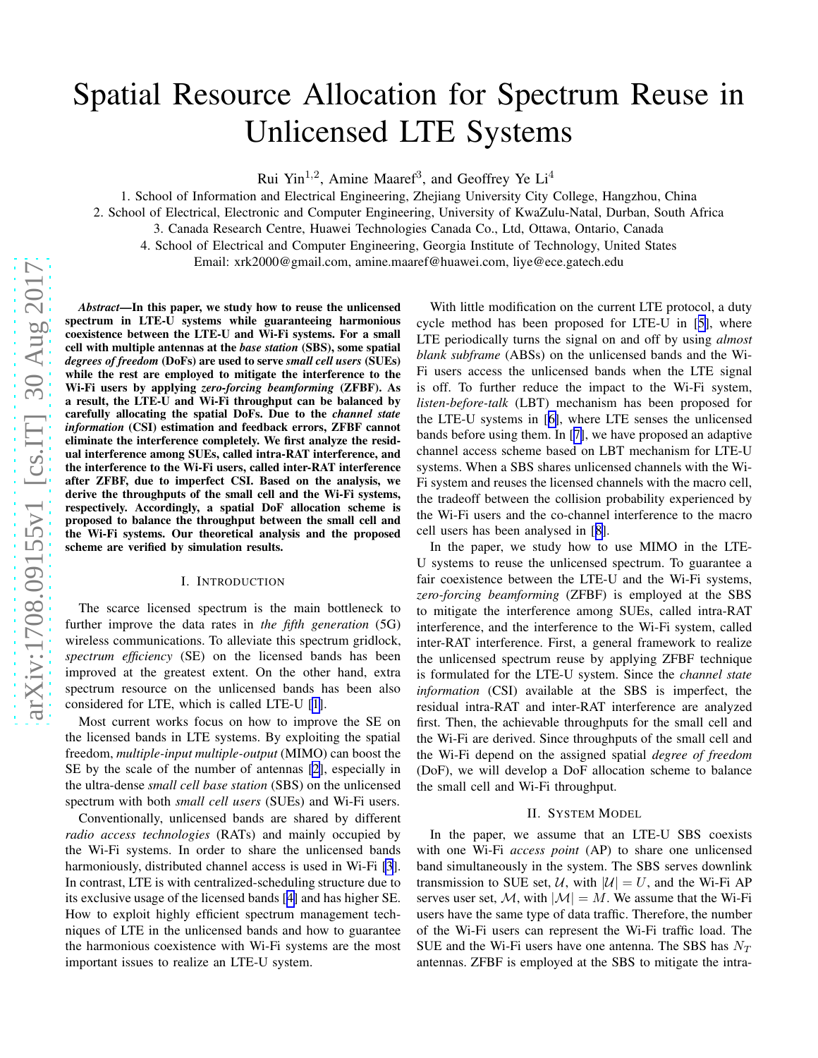# Spatial Resource Allocation for Spectrum Reuse in Unlicensed LTE Systems

Rui Yin[1,2], Amine Maaref[3], and Geoffrey Ye Li[4]

1. School of Information and Electrical Engineering, Zhejiang University City College, Hangzhou, China
2. School of Electrical, Electronic and Computer Engineering, University of KwaZulu-Natal, Durban, South Africa
3. Canada Research Centre, Huawei Technologies Canada Co., Ltd, Ottawa, Ontario, Canada
4. School of Electrical and Computer Engineering, Georgia Institute of Technology, United States

Email: xrk2000@gmail.com, amine.maaref@huawei.com, liye@ece.gatech.edu

***Abstract*—In this paper, we study how to reuse the unlicensed spectrum in LTE-U systems while guaranteeing harmonious coexistence between the LTE-U and Wi-Fi systems. For a small cell with multiple antennas at the *base station* (SBS), some spatial *degrees of freedom* (DoFs) are used to serve *small cell users* (SUEs) while the rest are employed to mitigate the interference to the Wi-Fi users by applying *zero-forcing beamforming* (ZFBF). As a result, the LTE-U and Wi-Fi throughput can be balanced by carefully allocating the spatial DoFs. Due to the *channel state information* (CSI) estimation and feedback errors, ZFBF cannot eliminate the interference completely. We first analyze the residual interference among SUEs, called intra-RAT interference, and the interference to the Wi-Fi users, called inter-RAT interference after ZFBF, due to imperfect CSI. Based on the analysis, we derive the throughputs of the small cell and the Wi-Fi systems, respectively. Accordingly, a spatial DoF allocation scheme is proposed to balance the throughput between the small cell and the Wi-Fi systems. Our theoretical analysis and the proposed scheme are verified by simulation results.**

## I. Introduction

The scarce licensed spectrum is the main bottleneck to further improve the data rates in *the fifth generation* (5G) wireless communications. To alleviate this spectrum gridlock, *spectrum efficiency* (SE) on the licensed bands has been improved at the greatest extent. On the other hand, extra spectrum resource on the unlicensed bands has been also considered for LTE, which is called LTE-U [1].

Most current works focus on how to improve the SE on the licensed bands in LTE systems. By exploiting the spatial freedom, *multiple-input multiple-output* (MIMO) can boost the SE by the scale of the number of antennas [2], especially in the ultra-dense *small cell base station* (SBS) on the unlicensed spectrum with both *small cell users* (SUEs) and Wi-Fi users.

Conventionally, unlicensed bands are shared by different *radio access technologies* (RATs) and mainly occupied by the Wi-Fi systems. In order to share the unlicensed bands harmoniously, distributed channel access is used in Wi-Fi [3]. In contrast, LTE is with centralized-scheduling structure due to its exclusive usage of the licensed bands [4] and has higher SE. How to exploit highly efficient spectrum management techniques of LTE in the unlicensed bands and how to guarantee the harmonious coexistence with Wi-Fi systems are the most important issues to realize an LTE-U system.

With little modification on the current LTE protocol, a duty cycle method has been proposed for LTE-U in [5], where LTE periodically turns the signal on and off by using *almost blank subframe* (ABSs) on the unlicensed bands and the Wi-Fi users access the unlicensed bands when the LTE signal is off. To further reduce the impact to the Wi-Fi system, *listen-before-talk* (LBT) mechanism has been proposed for the LTE-U systems in [6], where LTE senses the unlicensed bands before using them. In [7], we have proposed an adaptive channel access scheme based on LBT mechanism for LTE-U systems. When a SBS shares unlicensed channels with the Wi-Fi system and reuses the licensed channels with the macro cell, the tradeoff between the collision probability experienced by the Wi-Fi users and the co-channel interference to the macro cell users has been analysed in [8].

In the paper, we study how to use MIMO in the LTE-U systems to reuse the unlicensed spectrum. To guarantee a fair coexistence between the LTE-U and the Wi-Fi systems, *zero-forcing beamforming* (ZFBF) is employed at the SBS to mitigate the interference among SUEs, called intra-RAT interference, and the interference to the Wi-Fi system, called inter-RAT interference. First, a general framework to realize the unlicensed spectrum reuse by applying ZFBF technique is formulated for the LTE-U system. Since the *channel state information* (CSI) available at the SBS is imperfect, the residual intra-RAT and inter-RAT interference are analyzed first. Then, the achievable throughputs for the small cell and the Wi-Fi are derived. Since throughputs of the small cell and the Wi-Fi depend on the assigned spatial *degree of freedom* (DoF), we will develop a DoF allocation scheme to balance the small cell and Wi-Fi throughput.

## II. System Model

In the paper, we assume that an LTE-U SBS coexists with one Wi-Fi *access point* (AP) to share one unlicensed band simultaneously in the system. The SBS serves downlink transmission to SUE set, $\mathcal{U}$, with $|\mathcal{U}| = U$, and the Wi-Fi AP serves user set, $\mathcal{M}$, with $|\mathcal{M}| = M$. We assume that the Wi-Fi users have the same type of data traffic. Therefore, the number of the Wi-Fi users can represent the Wi-Fi traffic load. The SUE and the Wi-Fi users have one antenna. The SBS has $N_T$ antennas. ZFBF is employed at the SBS to mitigate the intra-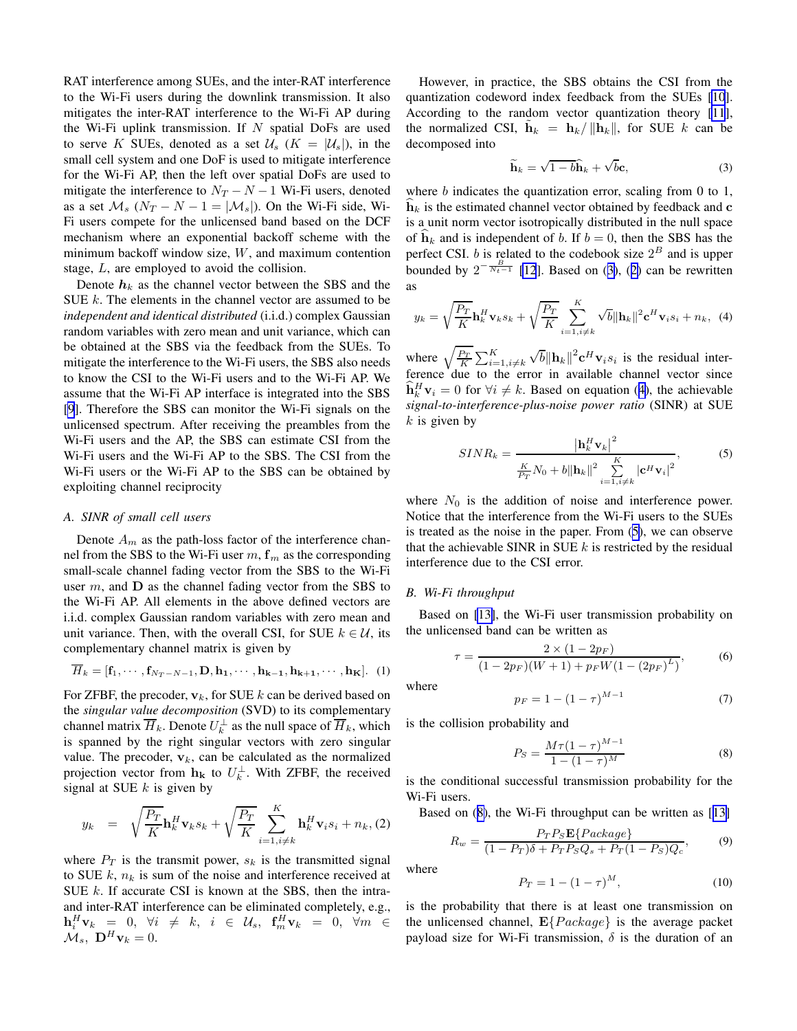RAT interference among SUEs, and the inter-RAT interference to the Wi-Fi users during the downlink transmission. It also mitigates the inter-RAT interference to the Wi-Fi AP during the Wi-Fi uplink transmission. If $N$ spatial DoFs are used to serve $K$ SUEs, denoted as a set $\mathcal{U}_s$ ($K = |\mathcal{U}_s|$), in the small cell system and one DoF is used to mitigate interference for the Wi-Fi AP, then the left over spatial DoFs are used to mitigate the interference to $N_T - N - 1$ Wi-Fi users, denoted as a set $\mathcal{M}_s$ ($N_T - N - 1 = |\mathcal{M}_s|$). On the Wi-Fi side, Wi-Fi users compete for the unlicensed band based on the DCF mechanism where an exponential backoff scheme with the minimum backoff window size, $W$, and maximum contention stage, $L$, are employed to avoid the collision.

Denote $\boldsymbol{h}_k$ as the channel vector between the SBS and the SUE $k$. The elements in the channel vector are assumed to be *independent and identical distributed* (i.i.d.) complex Gaussian random variables with zero mean and unit variance, which can be obtained at the SBS via the feedback from the SUEs. To mitigate the interference to the Wi-Fi users, the SBS also needs to know the CSI to the Wi-Fi users and to the Wi-Fi AP. We assume that the Wi-Fi AP interface is integrated into the SBS [9]. Therefore the SBS can monitor the Wi-Fi signals on the unlicensed spectrum. After receiving the preambles from the Wi-Fi users and the AP, the SBS can estimate CSI from the Wi-Fi users and the Wi-Fi AP to the SBS. The CSI from the Wi-Fi users or the Wi-Fi AP to the SBS can be obtained by exploiting channel reciprocity

### A. SINR of small cell users

Denote $A_m$ as the path-loss factor of the interference channel from the SBS to the Wi-Fi user $m$, $\mathbf{f}_m$ as the corresponding small-scale channel fading vector from the SBS to the Wi-Fi user $m$, and $\mathbf{D}$ as the channel fading vector from the SBS to the Wi-Fi AP. All elements in the above defined vectors are i.i.d. complex Gaussian random variables with zero mean and unit variance. Then, with the overall CSI, for SUE $k \in \mathcal{U}$, its complementary channel matrix is given by

$$\overline{H}_k = [\mathbf{f}_1, \cdots, \mathbf{f}_{N_T-N-1}, \mathbf{D}, \mathbf{h}_1, \cdots, \mathbf{h}_{k-1}, \mathbf{h}_{k+1}, \cdots, \mathbf{h}_K]. \quad (1)$$

For ZFBF, the precoder, $\mathbf{v}_k$, for SUE $k$ can be derived based on the *singular value decomposition* (SVD) to its complementary channel matrix $\overline{H}_k$. Denote $U_k^{\perp}$ as the null space of $\overline{H}_k$, which is spanned by the right singular vectors with zero singular value. The precoder, $\mathbf{v}_k$, can be calculated as the normalized projection vector from $\mathbf{h}_k$ to $U_k^{\perp}$. With ZFBF, the received signal at SUE $k$ is given by

$$y_k = \sqrt{\frac{P_T}{K}}\mathbf{h}_k^H \mathbf{v}_k s_k + \sqrt{\frac{P_T}{K}} \sum_{i=1, i\neq k}^{K} \mathbf{h}_k^H \mathbf{v}_i s_i + n_k, \quad (2)$$

where $P_T$ is the transmit power, $s_k$ is the transmitted signal to SUE $k$, $n_k$ is sum of the noise and interference received at SUE $k$. If accurate CSI is known at the SBS, then the intra- and inter-RAT interference can be eliminated completely, e.g., $\mathbf{h}_i^H \mathbf{v}_k = 0, \ \forall i \neq k, \ i \in \mathcal{U}_s, \ \mathbf{f}_m^H \mathbf{v}_k = 0, \ \forall m \in \mathcal{M}_s, \ \mathbf{D}^H \mathbf{v}_k = 0$.

However, in practice, the SBS obtains the CSI from the quantization codeword index feedback from the SUEs [10]. According to the random vector quantization theory [11], the normalized CSI, $\widetilde{\mathbf{h}}_k = \mathbf{h}_k / \|\mathbf{h}_k\|$, for SUE $k$ can be decomposed into

$$\widetilde{\mathbf{h}}_k = \sqrt{1-b}\widehat{\mathbf{h}}_k + \sqrt{b}\mathbf{c}, \quad (3)$$

where $b$ indicates the quantization error, scaling from 0 to 1, $\widehat{\mathbf{h}}_k$ is the estimated channel vector obtained by feedback and $\mathbf{c}$ is a unit norm vector isotropically distributed in the null space of $\widehat{\mathbf{h}}_k$ and is independent of $b$. If $b = 0$, then the SBS has the perfect CSI. $b$ is related to the codebook size $2^B$ and is upper bounded by $2^{-\frac{B}{N_t - 1}}$ [12]. Based on (3), (2) can be rewritten as

$$y_k = \sqrt{\frac{P_T}{K}}\mathbf{h}_k^H \mathbf{v}_k s_k + \sqrt{\frac{P_T}{K}} \sum_{i=1, i\neq k}^{K} \sqrt{b}\|\mathbf{h}_k\|^2 \mathbf{c}^H \mathbf{v}_i s_i + n_k, \quad (4)$$

where $\sqrt{\frac{P_T}{K}}\sum_{i=1, i\neq k}^{K} \sqrt{b}\|\mathbf{h}_k\|^2 \mathbf{c}^H \mathbf{v}_i s_i$ is the residual interference due to the error in available channel vector since $\widehat{\mathbf{h}}_k^H \mathbf{v}_i = 0$ for $\forall i \neq k$. Based on equation (4), the achievable *signal-to-interference-plus-noise power ratio* (SINR) at SUE $k$ is given by

$$SINR_k = \frac{\left|\mathbf{h}_k^H \mathbf{v}_k\right|^2}{\frac{K}{P_T}N_0 + b\|\mathbf{h}_k\|^2 \sum\limits_{i=1, i\neq k}^{K} \left|\mathbf{c}^H \mathbf{v}_i\right|^2}, \quad (5)$$

where $N_0$ is the addition of noise and interference power. Notice that the interference from the Wi-Fi users to the SUEs is treated as the noise in the paper. From (5), we can observe that the achievable SINR in SUE $k$ is restricted by the residual interference due to the CSI error.

### B. Wi-Fi throughput

Based on [13], the Wi-Fi user transmission probability on the unlicensed band can be written as

$$\tau = \frac{2 \times (1 - 2p_F)}{(1 - 2p_F)(W+1) + p_F W (1 - (2p_F)^L)}, \quad (6)$$

where

$$p_F = 1 - (1 - \tau)^{M-1} \quad (7)$$

is the collision probability and

$$P_S = \frac{M\tau(1-\tau)^{M-1}}{1 - (1-\tau)^M} \quad (8)$$

is the conditional successful transmission probability for the Wi-Fi users.

Based on (8), the Wi-Fi throughput can be written as [13]

$$R_w = \frac{P_T P_S \mathbf{E}\{Package\}}{(1 - P_T)\delta + P_T P_S Q_s + P_T(1 - P_S)Q_c}, \quad (9)$$

where

$$P_T = 1 - (1 - \tau)^M, \quad (10)$$

is the probability that there is at least one transmission on the unlicensed channel, $\mathbf{E}\{Package\}$ is the average packet payload size for Wi-Fi transmission, $\delta$ is the duration of an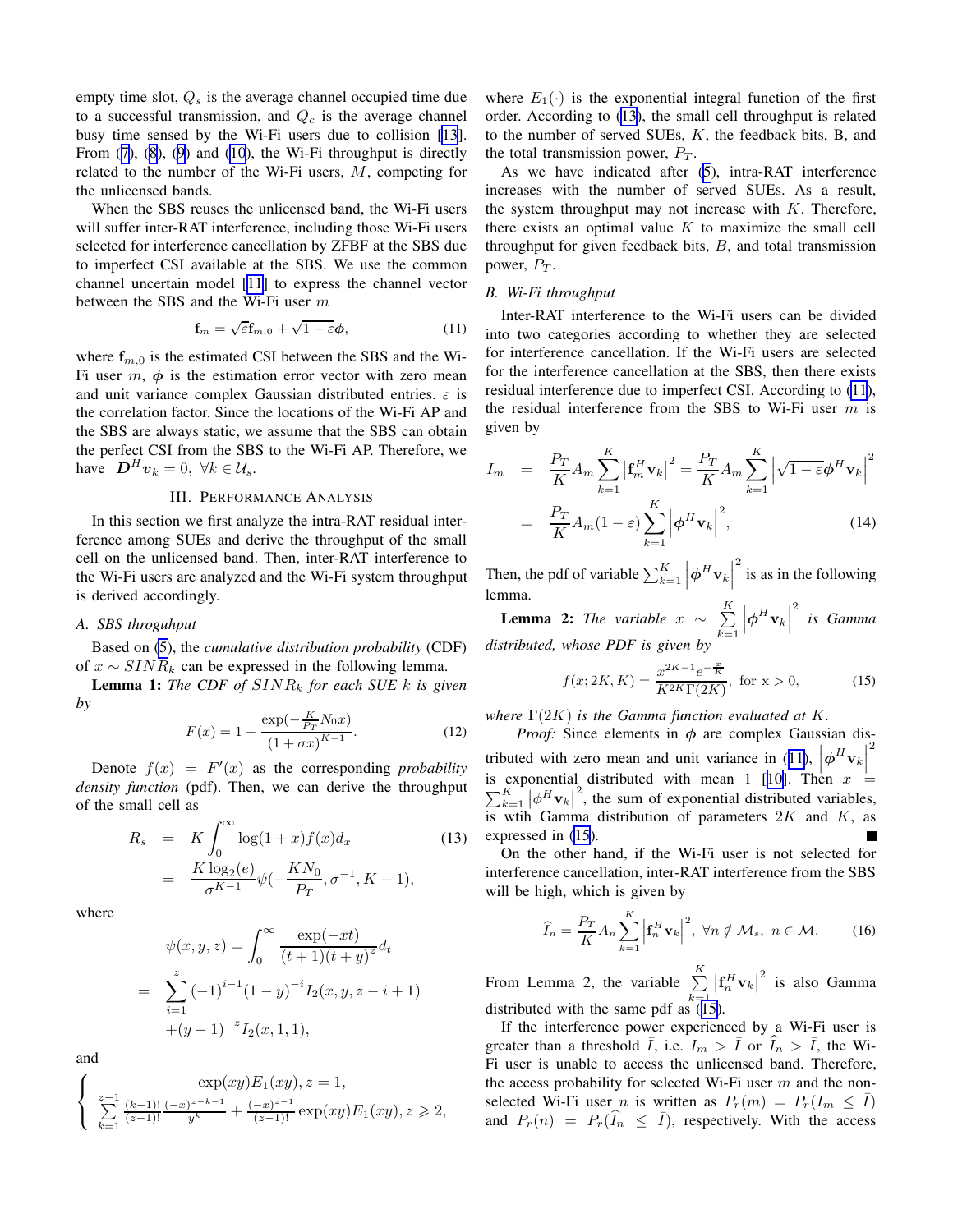empty time slot, $Q_s$ is the average channel occupied time due to a successful transmission, and $Q_c$ is the average channel busy time sensed by the Wi-Fi users due to collision [13]. From (7), (8), (9) and (10), the Wi-Fi throughput is directly related to the number of the Wi-Fi users, $M$, competing for the unlicensed bands.

When the SBS reuses the unlicensed band, the Wi-Fi users will suffer inter-RAT interference, including those Wi-Fi users selected for interference cancellation by ZFBF at the SBS due to imperfect CSI available at the SBS. We use the common channel uncertain model [11] to express the channel vector between the SBS and the Wi-Fi user $m$

$$\mathbf{f}_m = \sqrt{\varepsilon}\mathbf{f}_{m,0} + \sqrt{1-\varepsilon}\boldsymbol{\phi}, \tag{11}$$

where $\mathbf{f}_{m,0}$ is the estimated CSI between the SBS and the Wi-Fi user $m$, $\boldsymbol{\phi}$ is the estimation error vector with zero mean and unit variance complex Gaussian distributed entries. $\varepsilon$ is the correlation factor. Since the locations of the Wi-Fi AP and the SBS are always static, we assume that the SBS can obtain the perfect CSI from the SBS to the Wi-Fi AP. Therefore, we have $\boldsymbol{D}^H\boldsymbol{v}_k = 0, \ \forall k \in \mathcal{U}_s$.

## III. Performance Analysis

In this section we first analyze the intra-RAT residual interference among SUEs and derive the throughput of the small cell on the unlicensed band. Then, inter-RAT interference to the Wi-Fi users are analyzed and the Wi-Fi system throughput is derived accordingly.

### A. SBS throguhput

Based on (5), the *cumulative distribution probability* (CDF) of $x \sim SINR_k$ can be expressed in the following lemma.

**Lemma 1:** *The CDF of $SINR_k$ for each SUE $k$ is given by*

$$F(x) = 1 - \frac{\exp(-\frac{K}{P_T}N_0 x)}{(1+\sigma x)^{K-1}}. \tag{12}$$

Denote $f(x) = F'(x)$ as the corresponding *probability density function* (pdf). Then, we can derive the throughput of the small cell as

$$\begin{aligned} R_s &= K\int_0^\infty \log(1+x)f(x)d_x \qquad (13)\\ &= \frac{K\log_2(e)}{\sigma^{K-1}}\psi(-\frac{KN_0}{P_T}, \sigma^{-1}, K-1), \end{aligned}$$

where

$$\begin{aligned} \psi(x,y,z) &= \int_0^\infty \frac{\exp(-xt)}{(t+1)(t+y)^z}d_t \\ &= \sum_{i=1}^{z}(-1)^{i-1}(1-y)^{-i}I_2(x,y,z-i+1) \\ &\quad +(y-1)^{-z}I_2(x,1,1), \end{aligned}$$

and

$$\begin{cases} \exp(xy)E_1(xy), z=1, \\ \sum\limits_{k=1}^{z-1}\frac{(k-1)!}{(z-1)!}\frac{(-x)^{z-k-1}}{y^k} + \frac{(-x)^{z-1}}{(z-1)!}\exp(xy)E_1(xy), z \geqslant 2, \end{cases}$$

where $E_1(\cdot)$ is the exponential integral function of the first order. According to (13), the small cell throughput is related to the number of served SUEs, $K$, the feedback bits, B, and the total transmission power, $P_T$.

As we have indicated after (5), intra-RAT interference increases with the number of served SUEs. As a result, the system throughput may not increase with $K$. Therefore, there exists an optimal value $K$ to maximize the small cell throughput for given feedback bits, $B$, and total transmission power, $P_T$.

### B. Wi-Fi throughput

Inter-RAT interference to the Wi-Fi users can be divided into two categories according to whether they are selected for interference cancellation. If the Wi-Fi users are selected for the interference cancellation at the SBS, then there exists residual interference due to imperfect CSI. According to (11), the residual interference from the SBS to Wi-Fi user $m$ is given by

$$\begin{aligned} I_m &= \frac{P_T}{K}A_m\sum_{k=1}^{K}\left|\mathbf{f}_m^H\mathbf{v}_k\right|^2 = \frac{P_T}{K}A_m\sum_{k=1}^{K}\left|\sqrt{1-\varepsilon}\boldsymbol{\phi}^H\mathbf{v}_k\right|^2 \\ &= \frac{P_T}{K}A_m(1-\varepsilon)\sum_{k=1}^{K}\left|\boldsymbol{\phi}^H\mathbf{v}_k\right|^2, \end{aligned} \tag{14}$$

Then, the pdf of variable $\sum_{k=1}^{K}\left|\boldsymbol{\phi}^H\mathbf{v}_k\right|^2$ is as in the following lemma.

**Lemma 2:** *The variable $x \sim \sum\limits_{k=1}^{K}\left|\boldsymbol{\phi}^H\mathbf{v}_k\right|^2$ is Gamma distributed, whose PDF is given by*

$$f(x;2K,K) = \frac{x^{2K-1}e^{-\frac{x}{K}}}{K^{2K}\Gamma(2K)}, \text{ for x} > 0, \tag{15}$$

*where $\Gamma(2K)$ is the Gamma function evaluated at $K$.*

*Proof:* Since elements in $\boldsymbol{\phi}$ are complex Gaussian distributed with zero mean and unit variance in (11), $\left|\boldsymbol{\phi}^H\mathbf{v}_k\right|^2$ is exponential distributed with mean 1 [10]. Then $x = \sum_{k=1}^{K}\left|\phi^H\mathbf{v}_k\right|^2$, the sum of exponential distributed variables, is wtih Gamma distribution of parameters $2K$ and $K$, as expressed in (15). ■

On the other hand, if the Wi-Fi user is not selected for interference cancellation, inter-RAT interference from the SBS will be high, which is given by

$$\widehat{I}_n = \frac{P_T}{K}A_n\sum_{k=1}^{K}\left|\mathbf{f}_n^H\mathbf{v}_k\right|^2, \ \forall n \notin \mathcal{M}_s, \ n \in \mathcal{M}. \tag{16}$$

From Lemma 2, the variable $\sum\limits_{k=1}^{K}\left|\mathbf{f}_n^H\mathbf{v}_k\right|^2$ is also Gamma distributed with the same pdf as (15).

If the interference power experienced by a Wi-Fi user is greater than a threshold $\bar{I}$, i.e. $I_m > \bar{I}$ or $\widehat{I}_n > \bar{I}$, the Wi-Fi user is unable to access the unlicensed band. Therefore, the access probability for selected Wi-Fi user $m$ and the non-selected Wi-Fi user $n$ is written as $P_r(m) = P_r(I_m \leq \bar{I})$ and $P_r(n) = P_r(\widehat{I}_n \leq \bar{I})$, respectively. With the access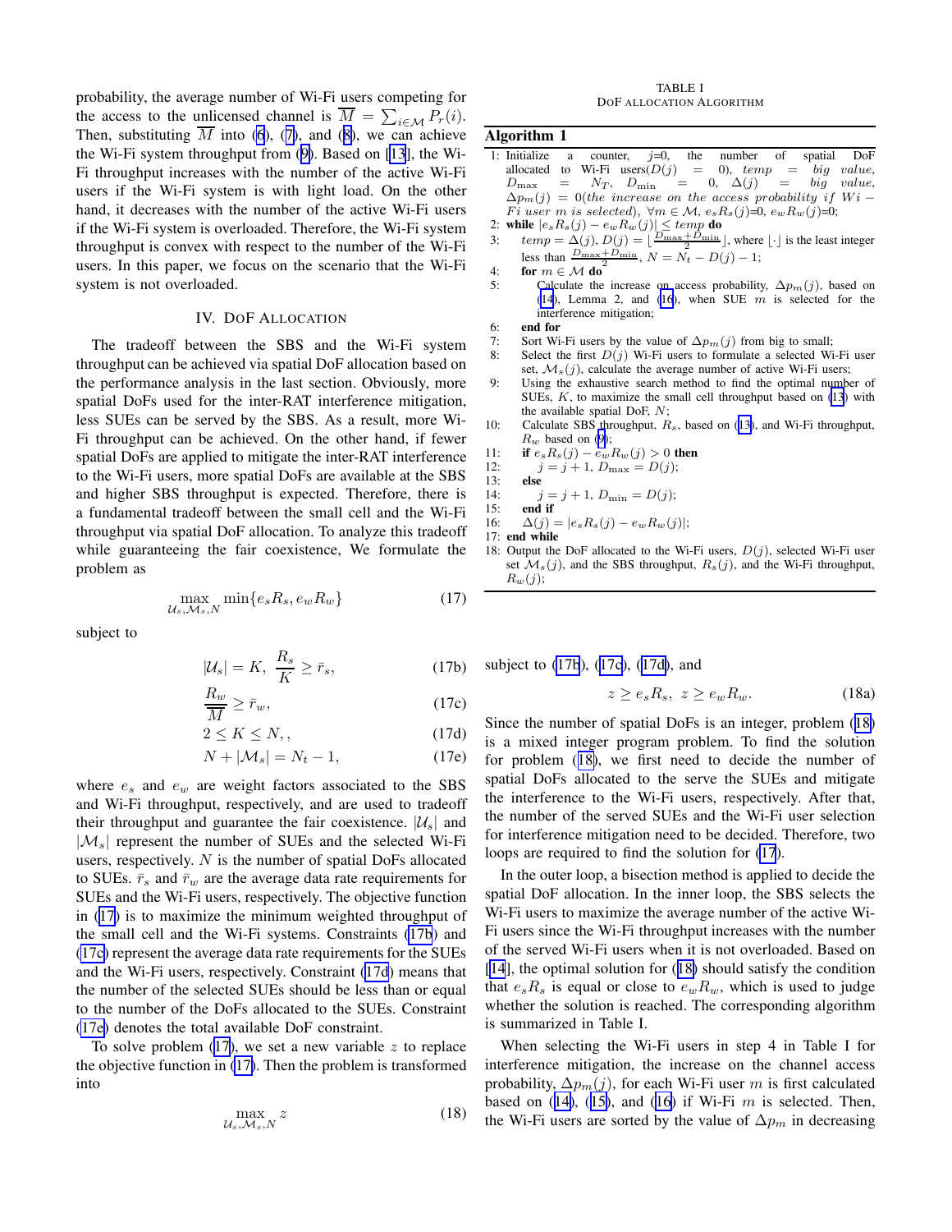probability, the average number of Wi-Fi users competing for the access to the unlicensed channel is $\overline{M} = \sum_{i \in \mathcal{M}} P_r(i)$. Then, substituting $\overline{M}$ into (6), (7), and (8), we can achieve the Wi-Fi system throughput from (9). Based on [13], the Wi-Fi throughput increases with the number of the active Wi-Fi users if the Wi-Fi system is with light load. On the other hand, it decreases with the number of the active Wi-Fi users if the Wi-Fi system is overloaded. Therefore, the Wi-Fi system throughput is convex with respect to the number of the Wi-Fi users. In this paper, we focus on the scenario that the Wi-Fi system is not overloaded.

## IV. DoF Allocation

The tradeoff between the SBS and the Wi-Fi system throughput can be achieved via spatial DoF allocation based on the performance analysis in the last section. Obviously, more spatial DoFs used for the inter-RAT interference mitigation, less SUEs can be served by the SBS. As a result, more Wi-Fi throughput can be achieved. On the other hand, if fewer spatial DoFs are applied to mitigate the inter-RAT interference to the Wi-Fi users, more spatial DoFs are available at the SBS and higher SBS throughput is expected. Therefore, there is a fundamental tradeoff between the small cell and the Wi-Fi throughput via spatial DoF allocation. To analyze this tradeoff while guaranteeing the fair coexistence, We formulate the problem as

$$\max_{\mathcal{U}_s, \mathcal{M}_s, N} \min\{e_s R_s, e_w R_w\} \tag{17}$$

subject to

$$|\mathcal{U}_s| = K, \ \frac{R_s}{K} \geq \bar{r}_s, \tag{17b}$$

$$\frac{R_w}{\overline{M}} \geq \bar{r}_w, \tag{17c}$$

$$2 \leq K \leq N, , \tag{17d}$$

$$N + |\mathcal{M}_s| = N_t - 1, \tag{17e}$$

where $e_s$ and $e_w$ are weight factors associated to the SBS and Wi-Fi throughput, respectively, and are used to tradeoff their throughput and guarantee the fair coexistence. $|\mathcal{U}_s|$ and $|\mathcal{M}_s|$ represent the number of SUEs and the selected Wi-Fi users, respectively. $N$ is the number of spatial DoFs allocated to SUEs. $\bar{r}_s$ and $\bar{r}_w$ are the average data rate requirements for SUEs and the Wi-Fi users, respectively. The objective function in (17) is to maximize the minimum weighted throughput of the small cell and the Wi-Fi systems. Constraints (17b) and (17c) represent the average data rate requirements for the SUEs and the Wi-Fi users, respectively. Constraint (17d) means that the number of the selected SUEs should be less than or equal to the number of the DoFs allocated to the SUEs. Constraint (17e) denotes the total available DoF constraint.

To solve problem (17), we set a new variable $z$ to replace the objective function in (17). Then the problem is transformed into

$$\max_{\mathcal{U}_s, \mathcal{M}_s, N} z \tag{18}$$

subject to (17b), (17c), (17d), and

$$z \geq e_s R_s, \ z \geq e_w R_w. \tag{18a}$$

Since the number of spatial DoFs is an integer, problem (18) is a mixed integer program problem. To find the solution for problem (18), we first need to decide the number of spatial DoFs allocated to the serve the SUEs and mitigate the interference to the Wi-Fi users, respectively. After that, the number of the served SUEs and the Wi-Fi user selection for interference mitigation need to be decided. Therefore, two loops are required to find the solution for (17).

In the outer loop, a bisection method is applied to decide the spatial DoF allocation. In the inner loop, the SBS selects the Wi-Fi users to maximize the average number of the active Wi-Fi users since the Wi-Fi throughput increases with the number of the served Wi-Fi users when it is not overloaded. Based on [14], the optimal solution for (18) should satisfy the condition that $e_s R_s$ is equal or close to $e_w R_w$, which is used to judge whether the solution is reached. The corresponding algorithm is summarized in Table I.

TABLE I

DoF Allocation Algorithm

**Algorithm 1**

1: Initialize a counter, $j$=0, the number of spatial DoF allocated to Wi-Fi users($D(j) = 0$), $temp = big\ value$, $D_{\max} = N_T$, $D_{\min} = 0$, $\Delta(j) = big\ value$, $\Delta p_m(j) = 0$(*the increase on the access probability if Wi-Fi user m is selected*), $\forall m \in \mathcal{M}$, $e_s R_s(j)$=0, $e_w R_w(j)$=0;
2: **while** $|e_s R_s(j) - e_w R_w(j)| \leq temp$ **do**
3: $\quad temp = \Delta(j)$, $D(j) = \lfloor \frac{D_{\max}+D_{\min}}{2} \rfloor$, where $\lfloor \cdot \rfloor$ is the least integer less than $\frac{D_{\max}+D_{\min}}{2}$, $N = N_t - D(j) - 1$;
4: $\quad$ **for** $m \in \mathcal{M}$ **do**
5: $\quad\quad$ Calculate the increase on access probability, $\Delta p_m(j)$, based on (14), Lemma 2, and (16), when SUE $m$ is selected for the interference mitigation;
6: $\quad$ **end for**
7: $\quad$ Sort Wi-Fi users by the value of $\Delta p_m(j)$ from big to small;
8: $\quad$ Select the first $D(j)$ Wi-Fi users to formulate a selected Wi-Fi user set, $\mathcal{M}_s(j)$, calculate the average number of active Wi-Fi users;
9: $\quad$ Using the exhaustive search method to find the optimal number of SUEs, $K$, to maximize the small cell throughput based on (13) with the available spatial DoF, $N$;
10: $\quad$ Calculate SBS throughput, $R_s$, based on (13), and Wi-Fi throughput, $R_w$ based on (9);
11: $\quad$ **if** $e_s R_s(j) - e_w R_w(j) > 0$ **then**
12: $\quad\quad$ $j = j + 1$, $D_{\max} = D(j)$;
13: $\quad$ **else**
14: $\quad\quad$ $j = j + 1$, $D_{\min} = D(j)$;
15: $\quad$ **end if**
16: $\quad$ $\Delta(j) = |e_s R_s(j) - e_w R_w(j)|$;
17: **end while**
18: Output the DoF allocated to the Wi-Fi users, $D(j)$, selected Wi-Fi user set $\mathcal{M}_s(j)$, and the SBS throughput, $R_s(j)$, and the Wi-Fi throughput, $R_w(j)$;

When selecting the Wi-Fi users in step 4 in Table I for interference mitigation, the increase on the channel access probability, $\Delta p_m(j)$, for each Wi-Fi user $m$ is first calculated based on (14), (15), and (16) if Wi-Fi $m$ is selected. Then, the Wi-Fi users are sorted by the value of $\Delta p_m$ in decreasing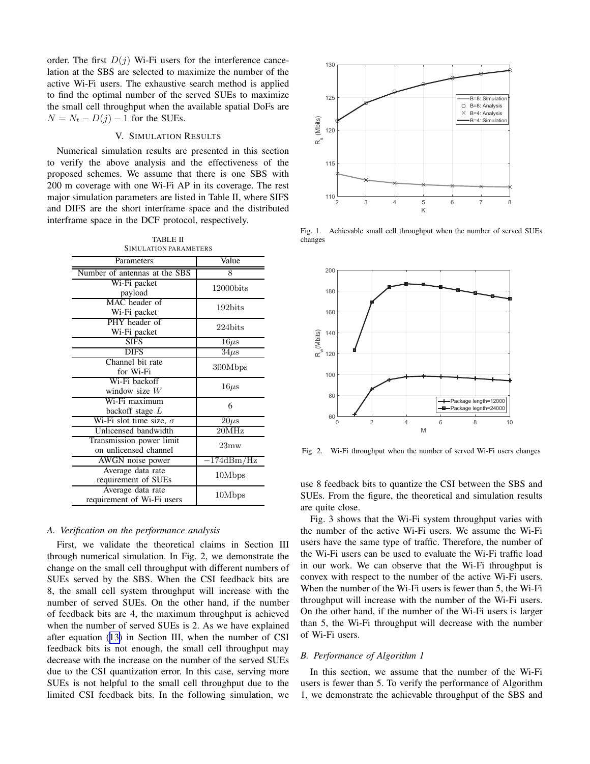order. The first $D(j)$ Wi-Fi users for the interference cancelation at the SBS are selected to maximize the number of the active Wi-Fi users. The exhaustive search method is applied to find the optimal number of the served SUEs to maximize the small cell throughput when the available spatial DoFs are $N = N_t - D(j) - 1$ for the SUEs.

## V. Simulation Results

Numerical simulation results are presented in this section to verify the above analysis and the effectiveness of the proposed schemes. We assume that there is one SBS with 200 m coverage with one Wi-Fi AP in its coverage. The rest major simulation parameters are listed in Table II, where SIFS and DIFS are the short interframe space and the distributed interframe space in the DCF protocol, respectively.

TABLE II
Simulation parameters

| Parameters | Value |
|---|---|
| Number of antennas at the SBS | 8 |
| Wi-Fi packet payload | 12000bits |
| MAC header of Wi-Fi packet | 192bits |
| PHY header of Wi-Fi packet | 224bits |
| SIFS | $16\mu s$ |
| DIFS | $34\mu s$ |
| Channel bit rate for Wi-Fi | 300Mbps |
| Wi-Fi backoff window size $W$ | $16\mu s$ |
| Wi-Fi maximum backoff stage $L$ | 6 |
| Wi-Fi slot time size, $\sigma$ | $20\mu s$ |
| Unlicensed bandwidth | 20MHz |
| Transmission power limit on unlicensed channel | 23mw |
| AWGN noise power | $-174$dBm/Hz |
| Average data rate requirement of SUEs | 10Mbps |
| Average data rate requirement of Wi-Fi users | 10Mbps |

### A. Verification on the performance analysis

First, we validate the theoretical claims in Section III through numerical simulation. In Fig. 2, we demonstrate the change on the small cell throughput with different numbers of SUEs served by the SBS. When the CSI feedback bits are 8, the small cell system throughput will increase with the number of served SUEs. On the other hand, if the number of feedback bits are 4, the maximum throughput is achieved when the number of served SUEs is 2. As we have explained after equation (13) in Section III, when the number of CSI feedback bits is not enough, the small cell throughput may decrease with the increase on the number of the served SUEs due to the CSI quantization error. In this case, serving more SUEs is not helpful to the small cell throughput due to the limited CSI feedback bits. In the following simulation, we use 8 feedback bits to quantize the CSI between the SBS and SUEs. From the figure, the theoretical and simulation results are quite close.

Fig. 1. Achievable small cell throughput when the number of served SUEs changes

Fig. 2. Wi-Fi throughput when the number of served Wi-Fi users changes

Fig. 3 shows that the Wi-Fi system throughput varies with the number of the active Wi-Fi users. We assume the Wi-Fi users have the same type of traffic. Therefore, the number of the Wi-Fi users can be used to evaluate the Wi-Fi traffic load in our work. We can observe that the Wi-Fi throughput is convex with respect to the number of the active Wi-Fi users. When the number of the Wi-Fi users is fewer than 5, the Wi-Fi throughput will increase with the number of the Wi-Fi users. On the other hand, if the number of the Wi-Fi users is larger than 5, the Wi-Fi throughput will decrease with the number of Wi-Fi users.

### B. Performance of Algorithm 1

In this section, we assume that the number of the Wi-Fi users is fewer than 5. To verify the performance of Algorithm 1, we demonstrate the achievable throughput of the SBS and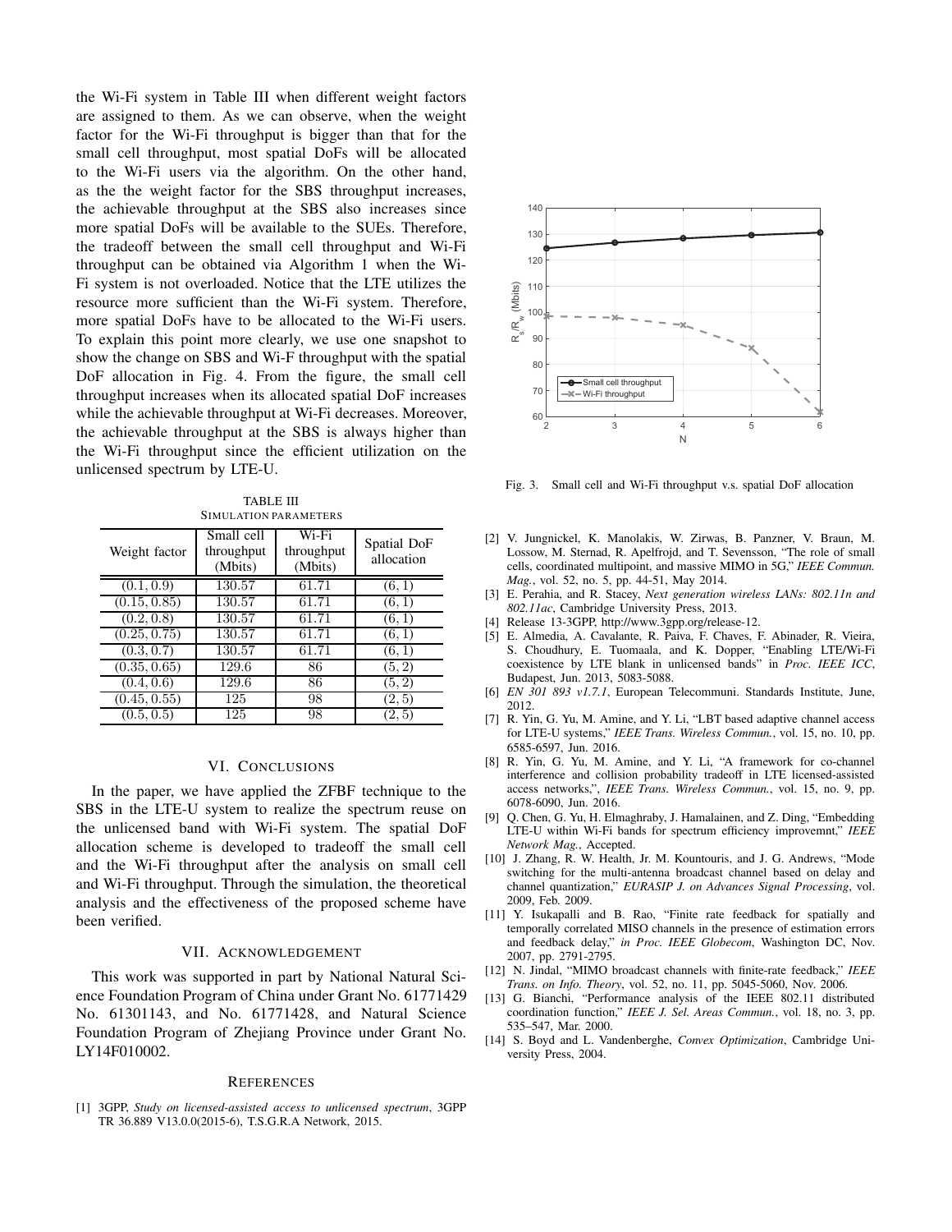the Wi-Fi system in Table III when different weight factors are assigned to them. As we can observe, when the weight factor for the Wi-Fi throughput is bigger than that for the small cell throughput, most spatial DoFs will be allocated to the Wi-Fi users via the algorithm. On the other hand, as the the weight factor for the SBS throughput increases, the achievable throughput at the SBS also increases since more spatial DoFs will be available to the SUEs. Therefore, the tradeoff between the small cell throughput and Wi-Fi throughput can be obtained via Algorithm 1 when the Wi-Fi system is not overloaded. Notice that the LTE utilizes the resource more sufficient than the Wi-Fi system. Therefore, more spatial DoFs have to be allocated to the Wi-Fi users. To explain this point more clearly, we use one snapshot to show the change on SBS and Wi-F throughput with the spatial DoF allocation in Fig. 4. From the figure, the small cell throughput increases when its allocated spatial DoF increases while the achievable throughput at Wi-Fi decreases. Moreover, the achievable throughput at the SBS is always higher than the Wi-Fi throughput since the efficient utilization on the unlicensed spectrum by LTE-U.

TABLE III
SIMULATION PARAMETERS

| Weight factor | Small cell throughput (Mbits) | Wi-Fi throughput (Mbits) | Spatial DoF allocation |
|---|---|---|---|
| $(0.1, 0.9)$ | $130.57$ | $61.71$ | $(6, 1)$ |
| $(0.15, 0.85)$ | $130.57$ | $61.71$ | $(6, 1)$ |
| $(0.2, 0.8)$ | $130.57$ | $61.71$ | $(6, 1)$ |
| $(0.25, 0.75)$ | $130.57$ | $61.71$ | $(6, 1)$ |
| $(0.3, 0.7)$ | $130.57$ | $61.71$ | $(6, 1)$ |
| $(0.35, 0.65)$ | $129.6$ | $86$ | $(5, 2)$ |
| $(0.4, 0.6)$ | $129.6$ | $86$ | $(5, 2)$ |
| $(0.45, 0.55)$ | $125$ | $98$ | $(2, 5)$ |
| $(0.5, 0.5)$ | $125$ | $98$ | $(2, 5)$ |

140
130
120
110
100
90
80
70
60
2 3 4 5 6
N
$R_s/R_w$ (Mbits)
Small cell throughput
Wi-Fi throughput

Fig. 3. Small cell and Wi-Fi throughput v.s. spatial DoF allocation

## VI. CONCLUSIONS

In the paper, we have applied the ZFBF technique to the SBS in the LTE-U system to realize the spectrum reuse on the unlicensed band with Wi-Fi system. The spatial DoF allocation scheme is developed to tradeoff the small cell and the Wi-Fi throughput after the analysis on small cell and Wi-Fi throughput. Through the simulation, the theoretical analysis and the effectiveness of the proposed scheme have been verified.

## VII. ACKNOWLEDGEMENT

This work was supported in part by National Natural Science Foundation Program of China under Grant No. 61771429 No. 61301143, and No. 61771428, and Natural Science Foundation Program of Zhejiang Province under Grant No. LY14F010002.

## REFERENCES

[1] 3GPP, *Study on licensed-assisted access to unlicensed spectrum*, 3GPP TR 36.889 V13.0.0(2015-6), T.S.G.R.A Network, 2015.

[2] V. Jungnickel, K. Manolakis, W. Zirwas, B. Panzner, V. Braun, M. Lossow, M. Sternad, R. Apelfrojd, and T. Sevensson, "The role of small cells, coordinated multipoint, and massive MIMO in 5G," *IEEE Commun. Mag.*, vol. 52, no. 5, pp. 44-51, May 2014.

[3] E. Perahia, and R. Stacey, *Next generation wireless LANs: 802.11n and 802.11ac*, Cambridge University Press, 2013.

[4] Release 13-3GPP, http://www.3gpp.org/release-12.

[5] E. Almedia, A. Cavalante, R. Paiva, F. Chaves, F. Abinader, R. Vieira, S. Choudhury, E. Tuomaala, and K. Dopper, "Enabling LTE/Wi-Fi coexistence by LTE blank in unlicensed bands" in *Proc. IEEE ICC*, Budapest, Jun. 2013, 5083-5088.

[6] *EN 301 893 v1.7.1*, European Telecommuni. Standards Institute, June, 2012.

[7] R. Yin, G. Yu, M. Amine, and Y. Li, "LBT based adaptive channel access for LTE-U systems," *IEEE Trans. Wireless Commun.*, vol. 15, no. 10, pp. 6585-6597, Jun. 2016.

[8] R. Yin, G. Yu, M. Amine, and Y. Li, "A framework for co-channel interference and collision probability tradeoff in LTE licensed-assisted access networks,", *IEEE Trans. Wireless Commun.*, vol. 15, no. 9, pp. 6078-6090, Jun. 2016.

[9] Q. Chen, G. Yu, H. Elmaghraby, J. Hamalainen, and Z. Ding, "Embedding LTE-U within Wi-Fi bands for spectrum efficiency improvemnt," *IEEE Network Mag.*, Accepted.

[10] J. Zhang, R. W. Health, Jr. M. Kountouris, and J. G. Andrews, "Mode switching for the multi-antenna broadcast channel based on delay and channel quantization," *EURASIP J. on Advances Signal Processing*, vol. 2009, Feb. 2009.

[11] Y. Isukapalli and B. Rao, "Finite rate feedback for spatially and temporally correlated MISO channels in the presence of estimation errors and feedback delay," *in Proc. IEEE Globecom*, Washington DC, Nov. 2007, pp. 2791-2795.

[12] N. Jindal, "MIMO broadcast channels with finite-rate feedback," *IEEE Trans. on Info. Theory*, vol. 52, no. 11, pp. 5045-5060, Nov. 2006.

[13] G. Bianchi, "Performance analysis of the IEEE 802.11 distributed coordination function," *IEEE J. Sel. Areas Commun.*, vol. 18, no. 3, pp. 535–547, Mar. 2000.

[14] S. Boyd and L. Vandenberghe, *Convex Optimization*, Cambridge University Press, 2004.